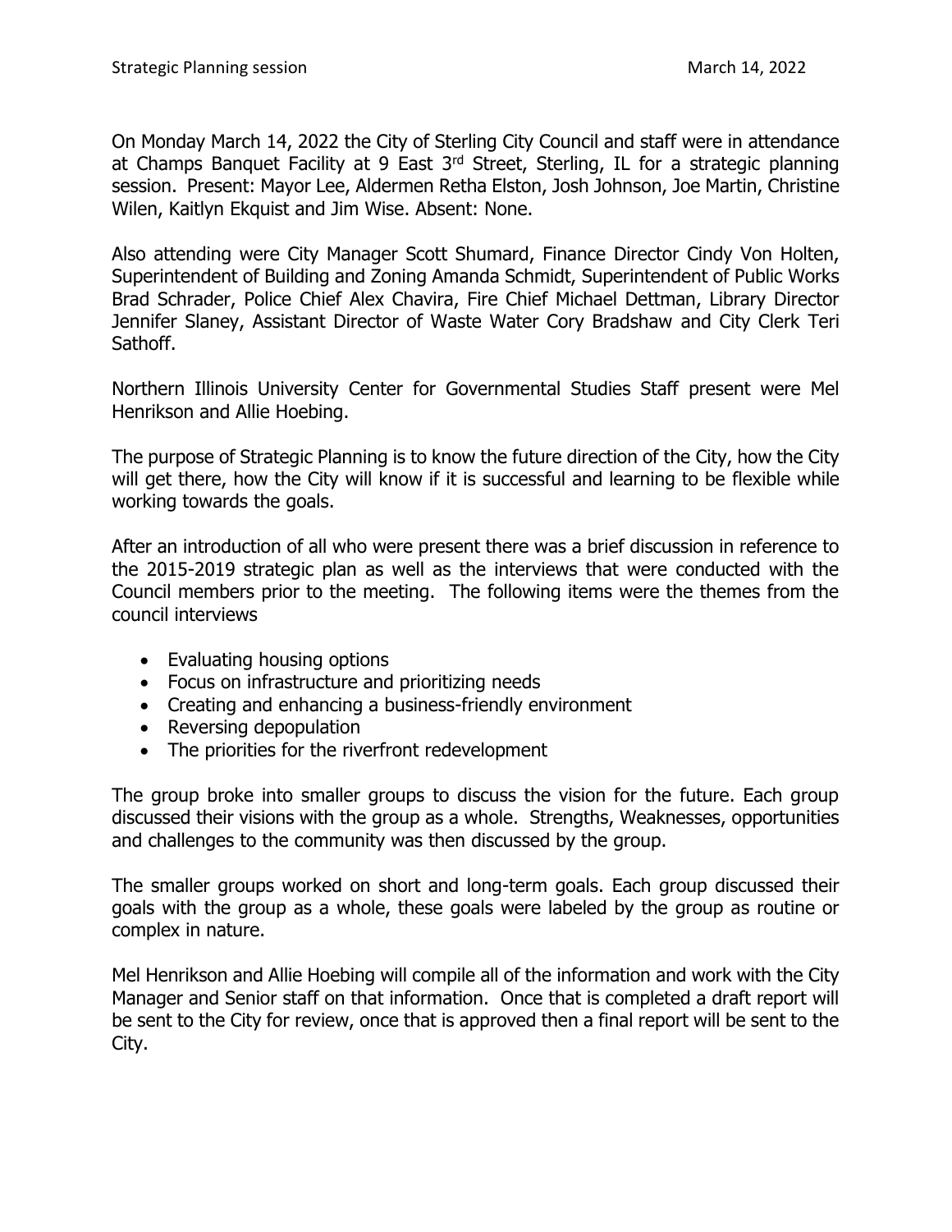On Monday March 14, 2022 the City of Sterling City Council and staff were in attendance at Champs Banquet Facility at 9 East 3rd Street, Sterling, IL for a strategic planning session. Present: Mayor Lee, Aldermen Retha Elston, Josh Johnson, Joe Martin, Christine Wilen, Kaitlyn Ekquist and Jim Wise. Absent: None.

Also attending were City Manager Scott Shumard, Finance Director Cindy Von Holten, Superintendent of Building and Zoning Amanda Schmidt, Superintendent of Public Works Brad Schrader, Police Chief Alex Chavira, Fire Chief Michael Dettman, Library Director Jennifer Slaney, Assistant Director of Waste Water Cory Bradshaw and City Clerk Teri Sathoff.

Northern Illinois University Center for Governmental Studies Staff present were Mel Henrikson and Allie Hoebing.

The purpose of Strategic Planning is to know the future direction of the City, how the City will get there, how the City will know if it is successful and learning to be flexible while working towards the goals.

After an introduction of all who were present there was a brief discussion in reference to the 2015-2019 strategic plan as well as the interviews that were conducted with the Council members prior to the meeting. The following items were the themes from the council interviews

- Evaluating housing options
- Focus on infrastructure and prioritizing needs
- Creating and enhancing a business-friendly environment
- Reversing depopulation
- The priorities for the riverfront redevelopment

The group broke into smaller groups to discuss the vision for the future. Each group discussed their visions with the group as a whole. Strengths, Weaknesses, opportunities and challenges to the community was then discussed by the group.

The smaller groups worked on short and long-term goals. Each group discussed their goals with the group as a whole, these goals were labeled by the group as routine or complex in nature.

Mel Henrikson and Allie Hoebing will compile all of the information and work with the City Manager and Senior staff on that information. Once that is completed a draft report will be sent to the City for review, once that is approved then a final report will be sent to the City.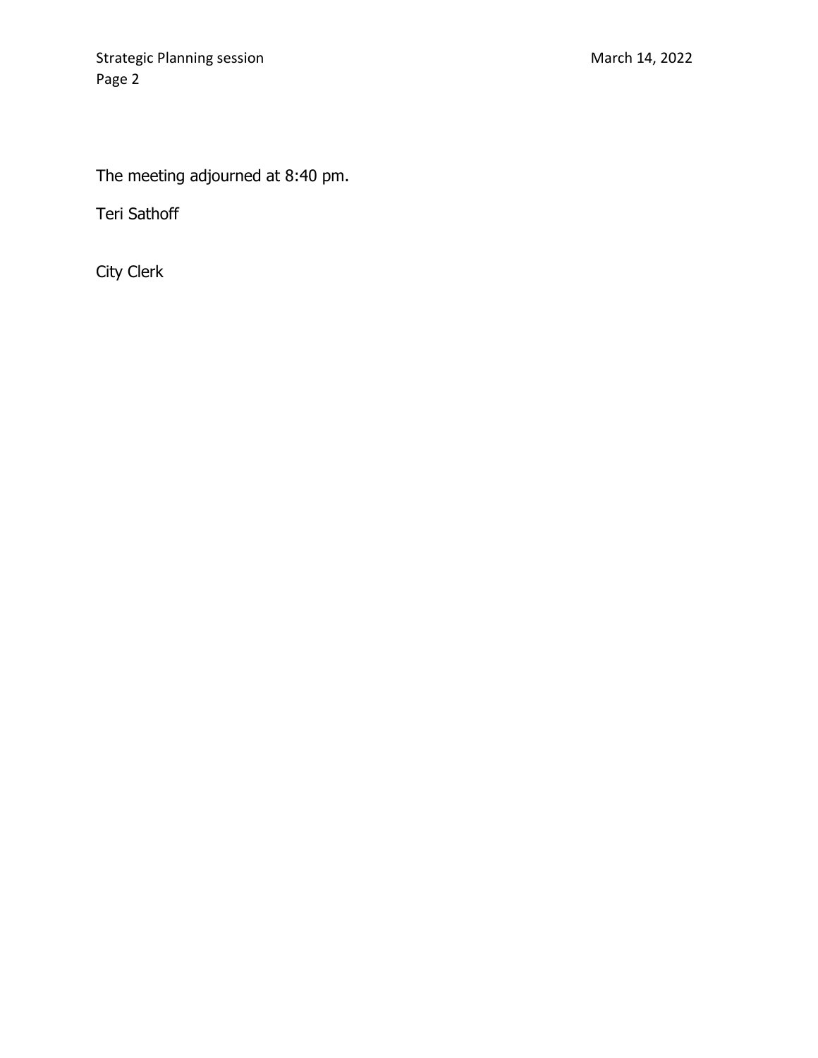The meeting adjourned at 8:40 pm.

Teri Sathoff

City Clerk